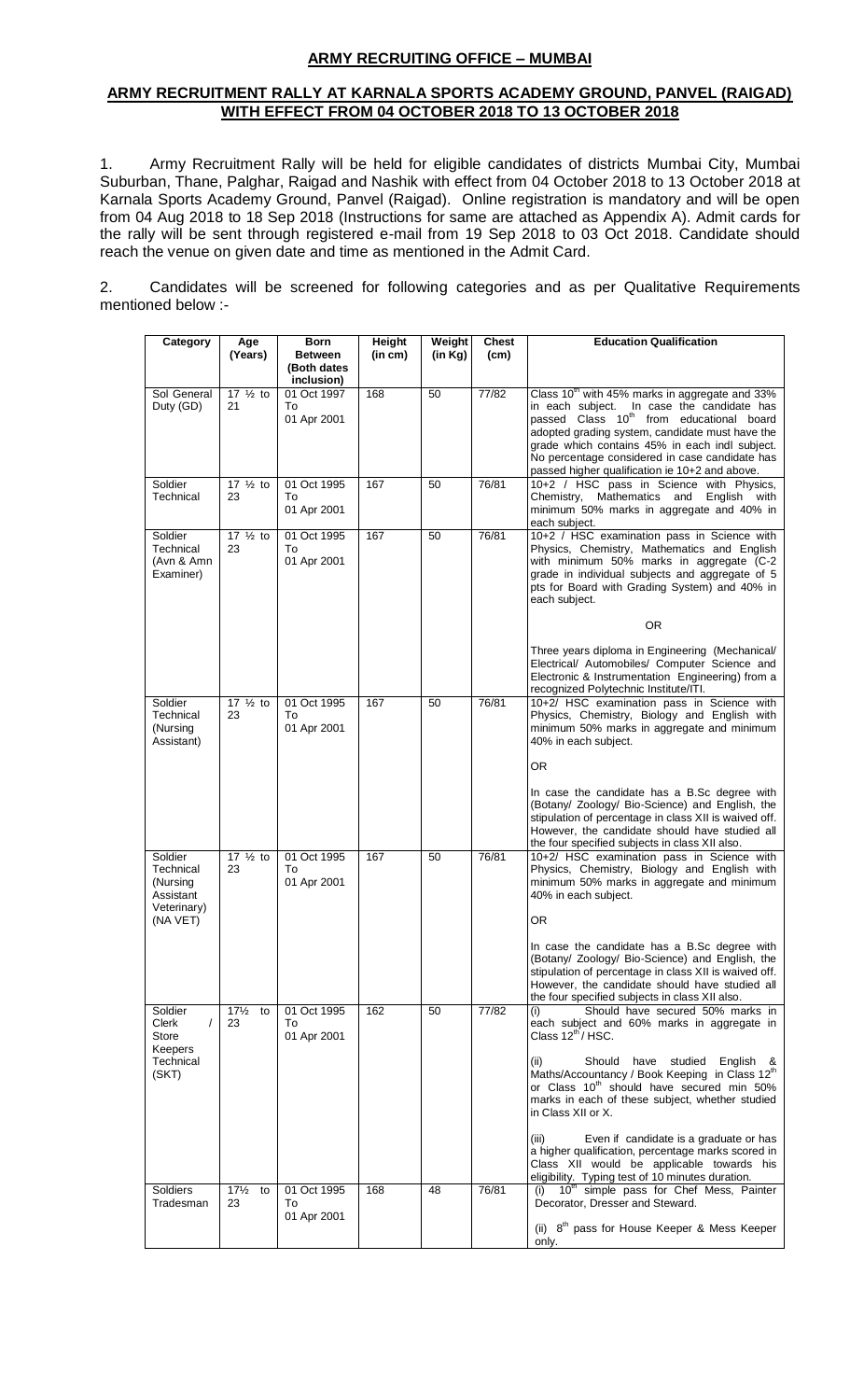## ARMY RECRUITING OFFICE – MUMBAI

## ARMY RECRUITMENT RALLY AT KARNALA SPORTS ACADEMY GROUND, PANVEL (RAIGAD) WITH EFFECT FROM 04 OCTOBER 2018 TO 13 OCTOBER 2018

1. Army Recruitment Rally will be held for eligible candidates of districts Mumbai City, Mumbai Suburban, Thane, Palghar, Raigad and Nashik with effect from 04 October 2018 to 13 October 2018 at Karnala Sports Academy Ground, Panvel (Raigad). Online registration is mandatory and will be open from 04 Aug 2018 to 18 Sep 2018 (Instructions for same are attached as Appendix A). Admit cards for the rally will be sent through registered e-mail from 19 Sep 2018 to 03 Oct 2018. Candidate should reach the venue on given date and time as mentioned in the Admit Card.

2. Candidates will be screened for following categories and as per Qualitative Requirements mentioned below :-

| Category | Age (Years) | Born Between (Both dates inclusion) | Height (in cm) | Weight (in Kg) | Chest (cm) | Education Qualification |
|---|---|---|---|---|---|---|
| Sol General Duty (GD) | 17 ½ to 21 | 01 Oct 1997 To 01 Apr 2001 | 168 | 50 | 77/82 | Class 10th with 45% marks in aggregate and 33% in each subject. In case the candidate has passed Class 10th from educational board adopted grading system, candidate must have the grade which contains 45% in each indl subject. No percentage considered in case candidate has passed higher qualification ie 10+2 and above. |
| Soldier Technical | 17 ½ to 23 | 01 Oct 1995 To 01 Apr 2001 | 167 | 50 | 76/81 | 10+2 / HSC pass in Science with Physics, Chemistry, Mathematics and English with minimum 50% marks in aggregate and 40% in each subject. |
| Soldier Technical (Avn & Amn Examiner) | 17 ½ to 23 | 01 Oct 1995 To 01 Apr 2001 | 167 | 50 | 76/81 | 10+2 / HSC examination pass in Science with Physics, Chemistry, Mathematics and English with minimum 50% marks in aggregate (C-2 grade in individual subjects and aggregate of 5 pts for Board with Grading System) and 40% in each subject.<br><br>OR<br><br>Three years diploma in Engineering (Mechanical/ Electrical/ Automobiles/ Computer Science and Electronic & Instrumentation Engineering) from a recognized Polytechnic Institute/ITI. |
| Soldier Technical (Nursing Assistant) | 17 ½ to 23 | 01 Oct 1995 To 01 Apr 2001 | 167 | 50 | 76/81 | 10+2/ HSC examination pass in Science with Physics, Chemistry, Biology and English with minimum 50% marks in aggregate and minimum 40% in each subject.<br><br>OR<br><br>In case the candidate has a B.Sc degree with (Botany/ Zoology/ Bio-Science) and English, the stipulation of percentage in class XII is waived off. However, the candidate should have studied all the four specified subjects in class XII also. |
| Soldier Technical (Nursing Assistant Veterinary) (NA VET) | 17 ½ to 23 | 01 Oct 1995 To 01 Apr 2001 | 167 | 50 | 76/81 | 10+2/ HSC examination pass in Science with Physics, Chemistry, Biology and English with minimum 50% marks in aggregate and minimum 40% in each subject.<br><br>OR<br><br>In case the candidate has a B.Sc degree with (Botany/ Zoology/ Bio-Science) and English, the stipulation of percentage in class XII is waived off. However, the candidate should have studied all the four specified subjects in class XII also. |
| Soldier Clerk / Store Keepers Technical (SKT) | 17½ to 23 | 01 Oct 1995 To 01 Apr 2001 | 162 | 50 | 77/82 | (i) Should have secured 50% marks in each subject and 60% marks in aggregate in Class 12th / HSC.<br><br>(ii) Should have studied English & Maths/Accountancy / Book Keeping in Class 12th or Class 10th should have secured min 50% marks in each of these subject, whether studied in Class XII or X.<br><br>(iii) Even if candidate is a graduate or has a higher qualification, percentage marks scored in Class XII would be applicable towards his eligibility. Typing test of 10 minutes duration. |
| Soldiers Tradesman | 17½ to 23 | 01 Oct 1995 To 01 Apr 2001 | 168 | 48 | 76/81 | (i) 10th simple pass for Chef Mess, Painter Decorator, Dresser and Steward.<br><br>(ii) 8th pass for House Keeper & Mess Keeper only. |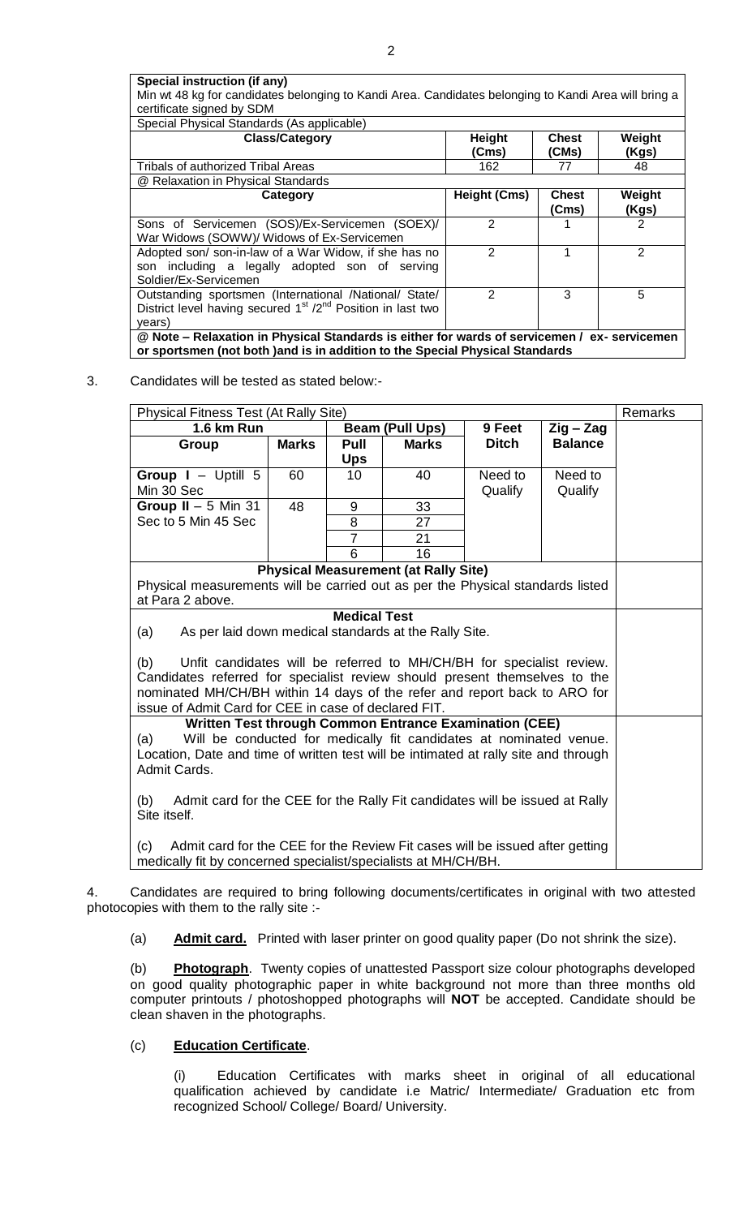| **Special instruction (if any)** | | | |
|---|---|---|---|
| Min wt 48 kg for candidates belonging to Kandi Area. Candidates belonging to Kandi Area will bring a certificate signed by SDM | | | |
| Special Physical Standards (As applicable) | | | |
| **Class/Category** | **Height (Cms)** | **Chest (CMs)** | **Weight (Kgs)** |
| Tribals of authorized Tribal Areas | 162 | 77 | 48 |
| @ Relaxation in Physical Standards | | | |
| **Category** | **Height (Cms)** | **Chest (Cms)** | **Weight (Kgs)** |
| Sons of Servicemen (SOS)/Ex-Servicemen (SOEX)/ War Widows (SOWW)/ Widows of Ex-Servicemen | 2 | 1 | 2 |
| Adopted son/ son-in-law of a War Widow, if she has no son including a legally adopted son of serving Soldier/Ex-Servicemen | 2 | 1 | 2 |
| Outstanding sportsmen (International /National/ State/ District level having secured 1st /2nd Position in last two years) | 2 | 3 | 5 |
| **@ Note – Relaxation in Physical Standards is either for wards of servicemen / ex- servicemen or sportsmen (not both )and is in addition to the Special Physical Standards** | | | |

3. Candidates will be tested as stated below:-

| Physical Fitness Test (At Rally Site) | | | | | | Remarks |
|---|---|---|---|---|---|---|
| **1.6 km Run** | | **Beam (Pull Ups)** | | **9 Feet Ditch** | **Zig – Zag Balance** | |
| **Group** | **Marks** | **Pull Ups** | **Marks** | | | |
| **Group I** – Uptill 5 Min 30 Sec | 60 | 10 | 40 | Need to Qualify | Need to Qualify | |
| **Group II** – 5 Min 31 Sec to 5 Min 45 Sec | 48 | 9 | 33 | | | |
| | | 8 | 27 | | | |
| | | 7 | 21 | | | |
| | | 6 | 16 | | | |
| **Physical Measurement (at Rally Site)**<br>Physical measurements will be carried out as per the Physical standards listed at Para 2 above. | | | | | | |
| **Medical Test**<br>(a) As per laid down medical standards at the Rally Site.<br>(b) Unfit candidates will be referred to MH/CH/BH for specialist review. Candidates referred for specialist review should present themselves to the nominated MH/CH/BH within 14 days of the refer and report back to ARO for issue of Admit Card for CEE in case of declared FIT. | | | | | | |
| **Written Test through Common Entrance Examination (CEE)**<br>(a) Will be conducted for medically fit candidates at nominated venue. Location, Date and time of written test will be intimated at rally site and through Admit Cards.<br>(b) Admit card for the CEE for the Rally Fit candidates will be issued at Rally Site itself.<br>(c) Admit card for the CEE for the Review Fit cases will be issued after getting medically fit by concerned specialist/specialists at MH/CH/BH. | | | | | | |

4. Candidates are required to bring following documents/certificates in original with two attested photocopies with them to the rally site :-

(a) **Admit card.** Printed with laser printer on good quality paper (Do not shrink the size).

(b) **Photograph**. Twenty copies of unattested Passport size colour photographs developed on good quality photographic paper in white background not more than three months old computer printouts / photoshopped photographs will **NOT** be accepted. Candidate should be clean shaven in the photographs.

(c) **Education Certificate**.

(i) Education Certificates with marks sheet in original of all educational qualification achieved by candidate i.e Matric/ Intermediate/ Graduation etc from recognized School/ College/ Board/ University.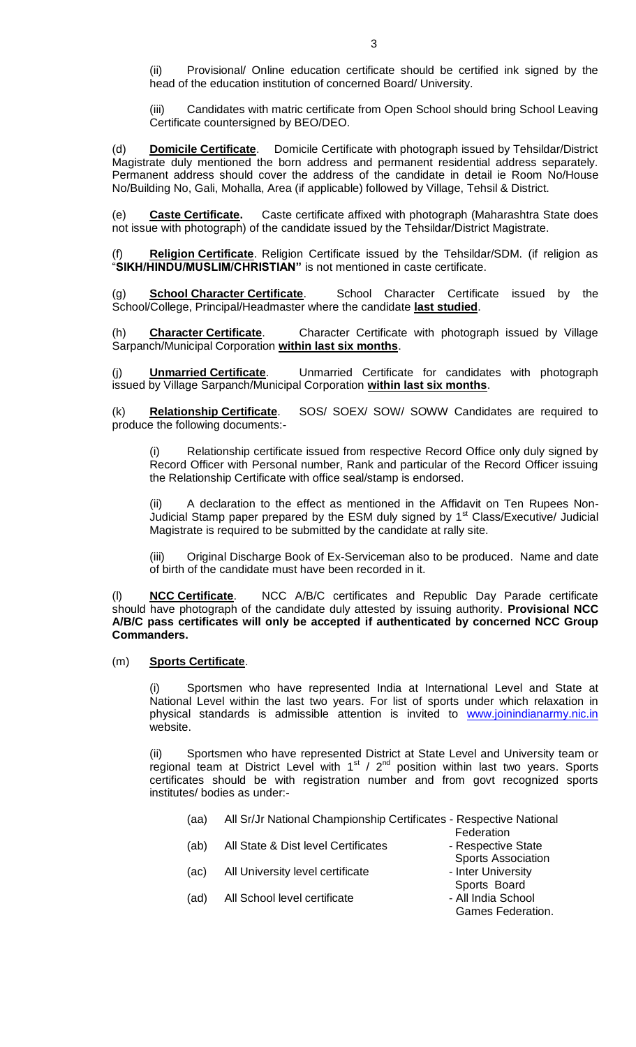(ii) Provisional/ Online education certificate should be certified ink signed by the head of the education institution of concerned Board/ University.

(iii) Candidates with matric certificate from Open School should bring School Leaving Certificate countersigned by BEO/DEO.

(d) **Domicile Certificate**. Domicile Certificate with photograph issued by Tehsildar/District Magistrate duly mentioned the born address and permanent residential address separately. Permanent address should cover the address of the candidate in detail ie Room No/House No/Building No, Gali, Mohalla, Area (if applicable) followed by Village, Tehsil & District.

(e) **Caste Certificate.** Caste certificate affixed with photograph (Maharashtra State does not issue with photograph) of the candidate issued by the Tehsildar/District Magistrate.

(f) **Religion Certificate**. Religion Certificate issued by the Tehsildar/SDM. (if religion as "**SIKH/HINDU/MUSLIM/CHRISTIAN"** is not mentioned in caste certificate.

(g) **School Character Certificate**. School Character Certificate issued by the School/College, Principal/Headmaster where the candidate **last studied**.

(h) **Character Certificate**. Character Certificate with photograph issued by Village Sarpanch/Municipal Corporation **within last six months**.

(j) **Unmarried Certificate**. Unmarried Certificate for candidates with photograph issued by Village Sarpanch/Municipal Corporation **within last six months**.

(k) **Relationship Certificate**. SOS/ SOEX/ SOW/ SOWW Candidates are required to produce the following documents:-

(i) Relationship certificate issued from respective Record Office only duly signed by Record Officer with Personal number, Rank and particular of the Record Officer issuing the Relationship Certificate with office seal/stamp is endorsed.

(ii) A declaration to the effect as mentioned in the Affidavit on Ten Rupees Non-Judicial Stamp paper prepared by the ESM duly signed by 1st Class/Executive/ Judicial Magistrate is required to be submitted by the candidate at rally site.

(iii) Original Discharge Book of Ex-Serviceman also to be produced. Name and date of birth of the candidate must have been recorded in it.

(l) **NCC Certificate**. NCC A/B/C certificates and Republic Day Parade certificate should have photograph of the candidate duly attested by issuing authority. **Provisional NCC A/B/C pass certificates will only be accepted if authenticated by concerned NCC Group Commanders.**

(m) **Sports Certificate**.

(i) Sportsmen who have represented India at International Level and State at National Level within the last two years. For list of sports under which relaxation in physical standards is admissible attention is invited to www.joinindianarmy.nic.in website.

(ii) Sportsmen who have represented District at State Level and University team or regional team at District Level with 1st / 2nd position within last two years. Sports certificates should be with registration number and from govt recognized sports institutes/ bodies as under:-

(aa) All Sr/Jr National Championship Certificates - Respective National Federation

(ab) All State & Dist level Certificates - Respective State Sports Association

(ac) All University level certificate - Inter University Sports Board

(ad) All School level certificate - All India School Games Federation.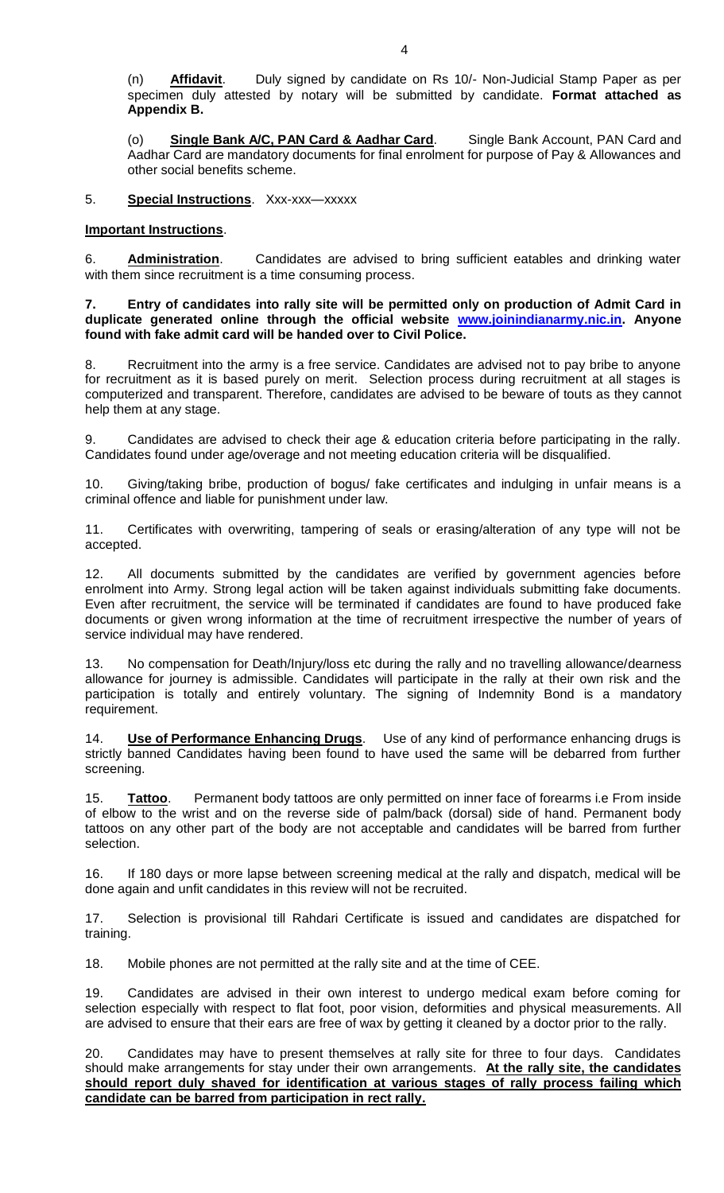(n) **Affidavit**. Duly signed by candidate on Rs 10/- Non-Judicial Stamp Paper as per specimen duly attested by notary will be submitted by candidate. **Format attached as Appendix B.**

(o) **Single Bank A/C, PAN Card & Aadhar Card**. Single Bank Account, PAN Card and Aadhar Card are mandatory documents for final enrolment for purpose of Pay & Allowances and other social benefits scheme.

5. **Special Instructions**. Xxx-xxx—xxxxx

**Important Instructions**.

6. **Administration**. Candidates are advised to bring sufficient eatables and drinking water with them since recruitment is a time consuming process.

**7. Entry of candidates into rally site will be permitted only on production of Admit Card in duplicate generated online through the official website www.joinindianarmy.nic.in. Anyone found with fake admit card will be handed over to Civil Police.**

8. Recruitment into the army is a free service. Candidates are advised not to pay bribe to anyone for recruitment as it is based purely on merit. Selection process during recruitment at all stages is computerized and transparent. Therefore, candidates are advised to be beware of touts as they cannot help them at any stage.

9. Candidates are advised to check their age & education criteria before participating in the rally. Candidates found under age/overage and not meeting education criteria will be disqualified.

10. Giving/taking bribe, production of bogus/ fake certificates and indulging in unfair means is a criminal offence and liable for punishment under law.

11. Certificates with overwriting, tampering of seals or erasing/alteration of any type will not be accepted.

12. All documents submitted by the candidates are verified by government agencies before enrolment into Army. Strong legal action will be taken against individuals submitting fake documents. Even after recruitment, the service will be terminated if candidates are found to have produced fake documents or given wrong information at the time of recruitment irrespective the number of years of service individual may have rendered.

13. No compensation for Death/Injury/loss etc during the rally and no travelling allowance/dearness allowance for journey is admissible. Candidates will participate in the rally at their own risk and the participation is totally and entirely voluntary. The signing of Indemnity Bond is a mandatory requirement.

14. **Use of Performance Enhancing Drugs**. Use of any kind of performance enhancing drugs is strictly banned Candidates having been found to have used the same will be debarred from further screening.

15. **Tattoo**. Permanent body tattoos are only permitted on inner face of forearms i.e From inside of elbow to the wrist and on the reverse side of palm/back (dorsal) side of hand. Permanent body tattoos on any other part of the body are not acceptable and candidates will be barred from further selection.

16. If 180 days or more lapse between screening medical at the rally and dispatch, medical will be done again and unfit candidates in this review will not be recruited.

17. Selection is provisional till Rahdari Certificate is issued and candidates are dispatched for training.

18. Mobile phones are not permitted at the rally site and at the time of CEE.

19. Candidates are advised in their own interest to undergo medical exam before coming for selection especially with respect to flat foot, poor vision, deformities and physical measurements. All are advised to ensure that their ears are free of wax by getting it cleaned by a doctor prior to the rally.

20. Candidates may have to present themselves at rally site for three to four days. Candidates should make arrangements for stay under their own arrangements. **At the rally site, the candidates should report duly shaved for identification at various stages of rally process failing which candidate can be barred from participation in rect rally.**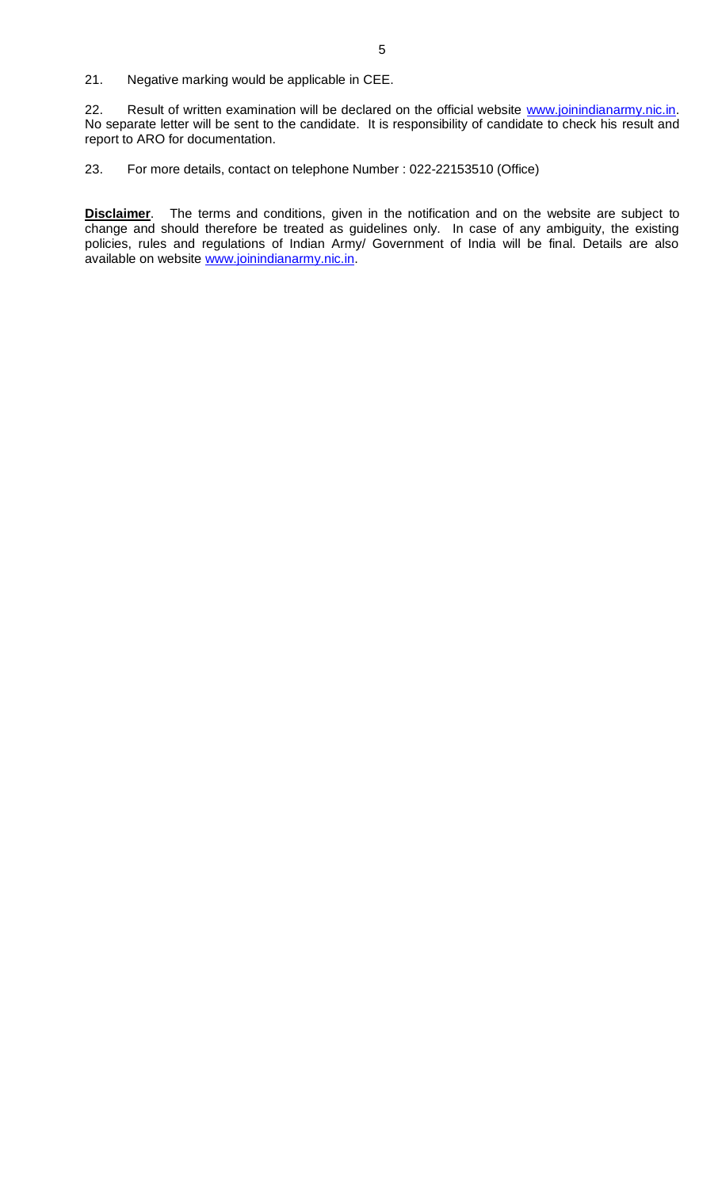21. Negative marking would be applicable in CEE.

22. Result of written examination will be declared on the official website www.joinindianarmy.nic.in. No separate letter will be sent to the candidate. It is responsibility of candidate to check his result and report to ARO for documentation.

23. For more details, contact on telephone Number : 022-22153510 (Office)

**Disclaimer**. The terms and conditions, given in the notification and on the website are subject to change and should therefore be treated as guidelines only. In case of any ambiguity, the existing policies, rules and regulations of Indian Army/ Government of India will be final. Details are also available on website www.joinindianarmy.nic.in.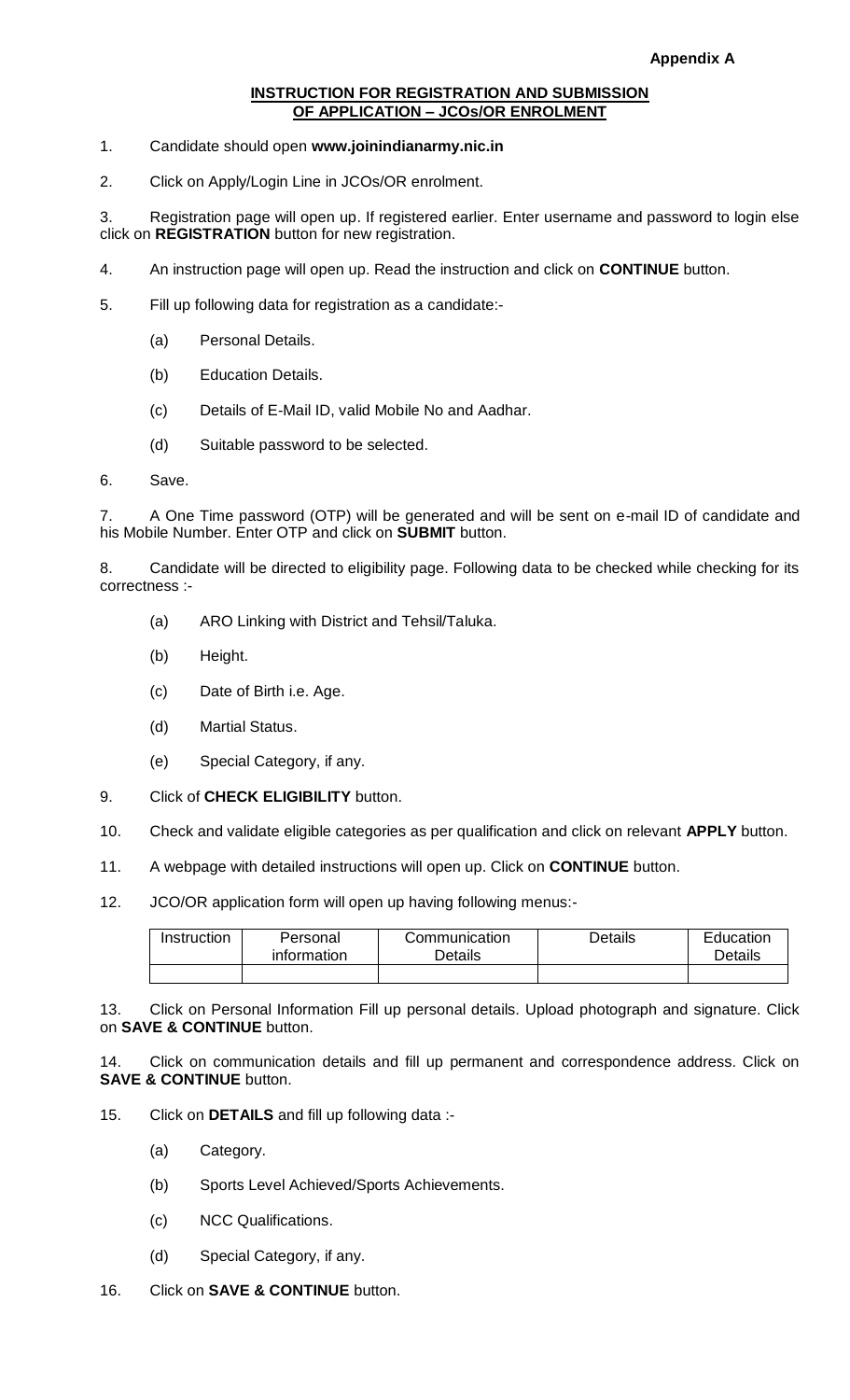**Appendix A**

## INSTRUCTION FOR REGISTRATION AND SUBMISSION OF APPLICATION – JCOs/OR ENROLMENT

1. Candidate should open **www.joinindianarmy.nic.in**

2. Click on Apply/Login Line in JCOs/OR enrolment.

3. Registration page will open up. If registered earlier. Enter username and password to login else click on **REGISTRATION** button for new registration.

4. An instruction page will open up. Read the instruction and click on **CONTINUE** button.

5. Fill up following data for registration as a candidate:-

   (a) Personal Details.

   (b) Education Details.

   (c) Details of E-Mail ID, valid Mobile No and Aadhar.

   (d) Suitable password to be selected.

6. Save.

7. A One Time password (OTP) will be generated and will be sent on e-mail ID of candidate and his Mobile Number. Enter OTP and click on **SUBMIT** button.

8. Candidate will be directed to eligibility page. Following data to be checked while checking for its correctness :-

   (a) ARO Linking with District and Tehsil/Taluka.

   (b) Height.

   (c) Date of Birth i.e. Age.

   (d) Martial Status.

   (e) Special Category, if any.

9. Click of **CHECK ELIGIBILITY** button.

10. Check and validate eligible categories as per qualification and click on relevant **APPLY** button.

11. A webpage with detailed instructions will open up. Click on **CONTINUE** button.

12. JCO/OR application form will open up having following menus:-

| Instruction | Personal information | Communication Details | Details | Education Details |
|---|---|---|---|---|
| | | | | |

13. Click on Personal Information Fill up personal details. Upload photograph and signature. Click on **SAVE & CONTINUE** button.

14. Click on communication details and fill up permanent and correspondence address. Click on **SAVE & CONTINUE** button.

15. Click on **DETAILS** and fill up following data :-

   (a) Category.

   (b) Sports Level Achieved/Sports Achievements.

   (c) NCC Qualifications.

   (d) Special Category, if any.

16. Click on **SAVE & CONTINUE** button.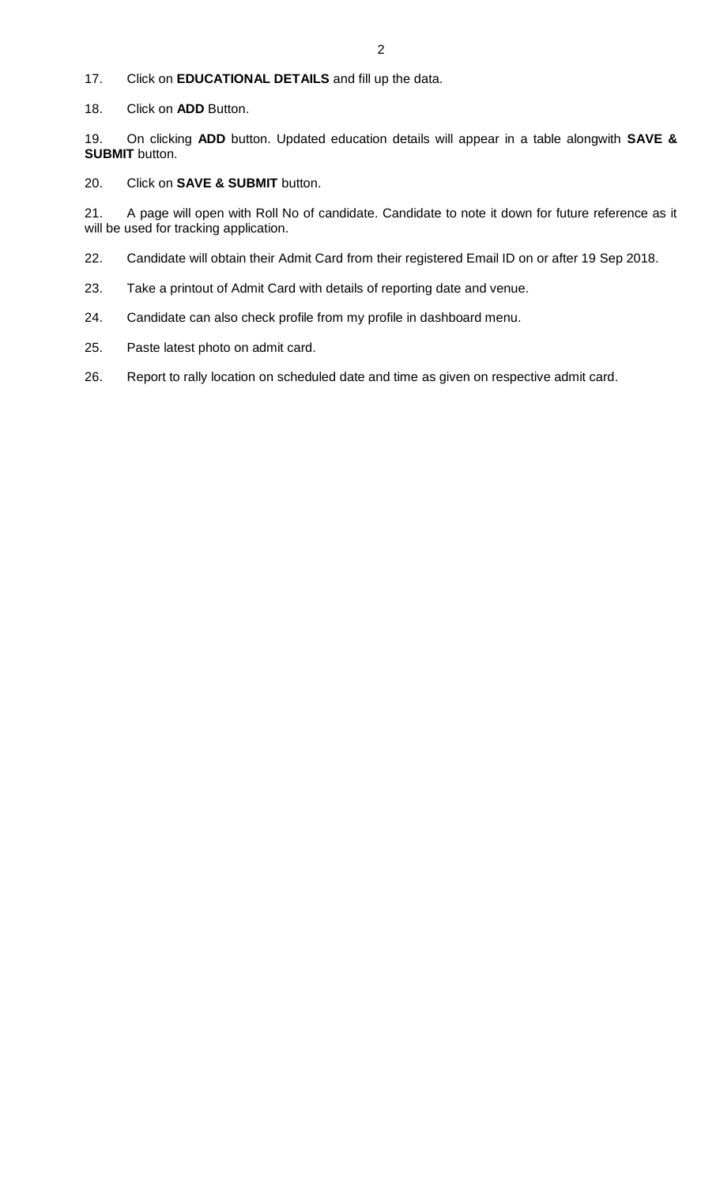17. Click on **EDUCATIONAL DETAILS** and fill up the data.

18. Click on **ADD** Button.

19. On clicking **ADD** button. Updated education details will appear in a table alongwith **SAVE & SUBMIT** button.

20. Click on **SAVE & SUBMIT** button.

21. A page will open with Roll No of candidate. Candidate to note it down for future reference as it will be used for tracking application.

22. Candidate will obtain their Admit Card from their registered Email ID on or after 19 Sep 2018.

23. Take a printout of Admit Card with details of reporting date and venue.

24. Candidate can also check profile from my profile in dashboard menu.

25. Paste latest photo on admit card.

26. Report to rally location on scheduled date and time as given on respective admit card.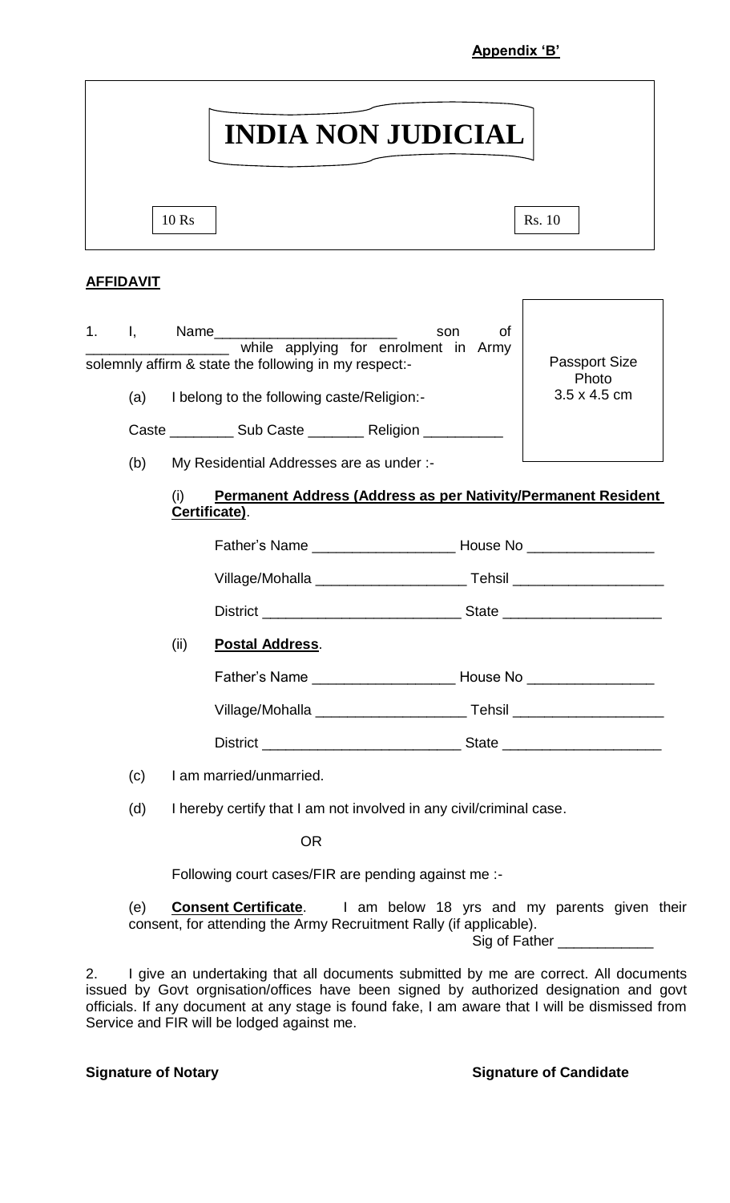**Appendix 'B'**

**INDIA NON JUDICIAL**

10 Rs Rs. 10

**AFFIDAVIT**

Passport Size Photo 3.5 x 4.5 cm

1. I, Name______________________ son of _________________ while applying for enrolment in Army solemnly affirm & state the following in my respect:-

(a) I belong to the following caste/Religion:-

Caste ________ Sub Caste _______ Religion __________

(b) My Residential Addresses are as under :-

(i) **Permanent Address (Address as per Nativity/Permanent Resident Certificate)**.

Father's Name __________________ House No ________________

Village/Mohalla ___________________ Tehsil ___________________

District ________________________ State ____________________

(ii) **Postal Address**.

Father's Name __________________ House No ________________

Village/Mohalla ___________________ Tehsil ___________________

District ________________________ State ____________________

(c) I am married/unmarried.

(d) I hereby certify that I am not involved in any civil/criminal case.

OR

Following court cases/FIR are pending against me :-

(e) **Consent Certificate**. I am below 18 yrs and my parents given their consent, for attending the Army Recruitment Rally (if applicable).

Sig of Father ____________

2. I give an undertaking that all documents submitted by me are correct. All documents issued by Govt orgnisation/offices have been signed by authorized designation and govt officials. If any document at any stage is found fake, I am aware that I will be dismissed from Service and FIR will be lodged against me.

**Signature of Notary** **Signature of Candidate**